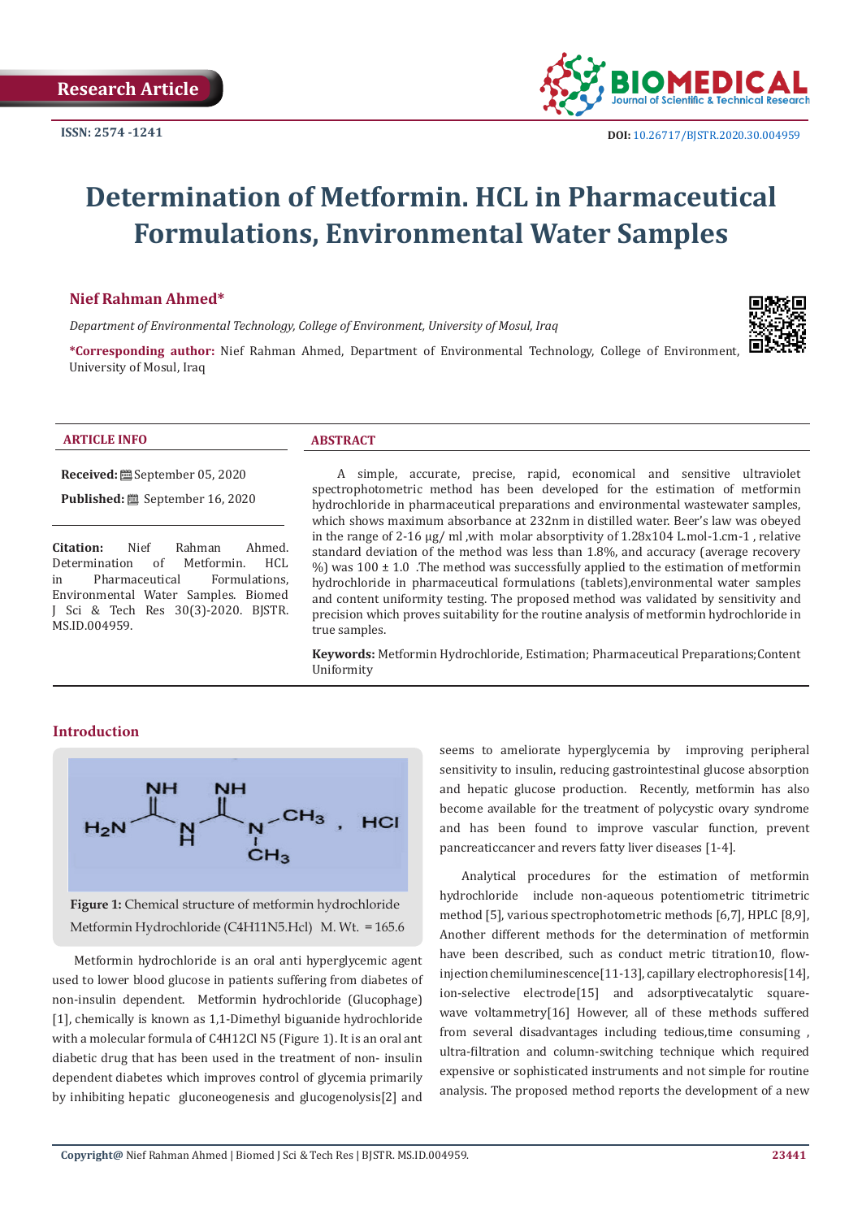Research Article

ISSN: 2574 -1241

DOI: 10.26717/BJSTR.2020.30.004959

# Determination of Metformin. HCL in Pharmaceutical Formulations, Environmental Water Samples

**Nief Rahman Ahmed***

*Department of Environmental Technology, College of Environment, University of Mosul, Iraq*

***Corresponding author:** Nief Rahman Ahmed, Department of Environmental Technology, College of Environment, University of Mosul, Iraq

### ARTICLE INFO

**Received:** September 05, 2020

**Published:** September 16, 2020

**Citation:** Nief Rahman Ahmed. Determination of Metformin. HCL in Pharmaceutical Formulations, Environmental Water Samples. Biomed J Sci & Tech Res 30(3)-2020. BJSTR. MS.ID.004959.

### ABSTRACT

A simple, accurate, precise, rapid, economical and sensitive ultraviolet spectrophotometric method has been developed for the estimation of metformin hydrochloride in pharmaceutical preparations and environmental wastewater samples, which shows maximum absorbance at 232nm in distilled water. Beer's law was obeyed in the range of 2-16 µg/ ml ,with molar absorptivity of 1.28x104 L.mol-1.cm-1 , relative standard deviation of the method was less than 1.8%, and accuracy (average recovery %) was 100 ± 1.0 .The method was successfully applied to the estimation of metformin hydrochloride in pharmaceutical formulations (tablets),environmental water samples and content uniformity testing. The proposed method was validated by sensitivity and precision which proves suitability for the routine analysis of metformin hydrochloride in true samples.

**Keywords:** Metformin Hydrochloride, Estimation; Pharmaceutical Preparations;Content Uniformity

## Introduction

**Figure 1:** Chemical structure of metformin hydrochloride Metformin Hydrochloride (C4H11N5.Hcl) M. Wt. = 165.6

Metformin hydrochloride is an oral anti hyperglycemic agent used to lower blood glucose in patients suffering from diabetes of non-insulin dependent. Metformin hydrochloride (Glucophage) [1], chemically is known as 1,1-Dimethyl biguanide hydrochloride with a molecular formula of C4H12Cl N5 (Figure 1). It is an oral ant diabetic drug that has been used in the treatment of non- insulin dependent diabetes which improves control of glycemia primarily by inhibiting hepatic gluconeogenesis and glucogenolysis[2] and seems to ameliorate hyperglycemia by improving peripheral sensitivity to insulin, reducing gastrointestinal glucose absorption and hepatic glucose production. Recently, metformin has also become available for the treatment of polycystic ovary syndrome and has been found to improve vascular function, prevent pancreaticcancer and revers fatty liver diseases [1-4].

Analytical procedures for the estimation of metformin hydrochloride include non-aqueous potentiometric titrimetric method [5], various spectrophotometric methods [6,7], HPLC [8,9], Another different methods for the determination of metformin have been described, such as conduct metric titration10, flow-injection chemiluminescence[11-13], capillary electrophoresis[14], ion-selective electrode[15] and adsorptivecatalytic square-wave voltammetry[16] However, all of these methods suffered from several disadvantages including tedious,time consuming , ultra-filtration and column-switching technique which required expensive or sophisticated instruments and not simple for routine analysis. The proposed method reports the development of a new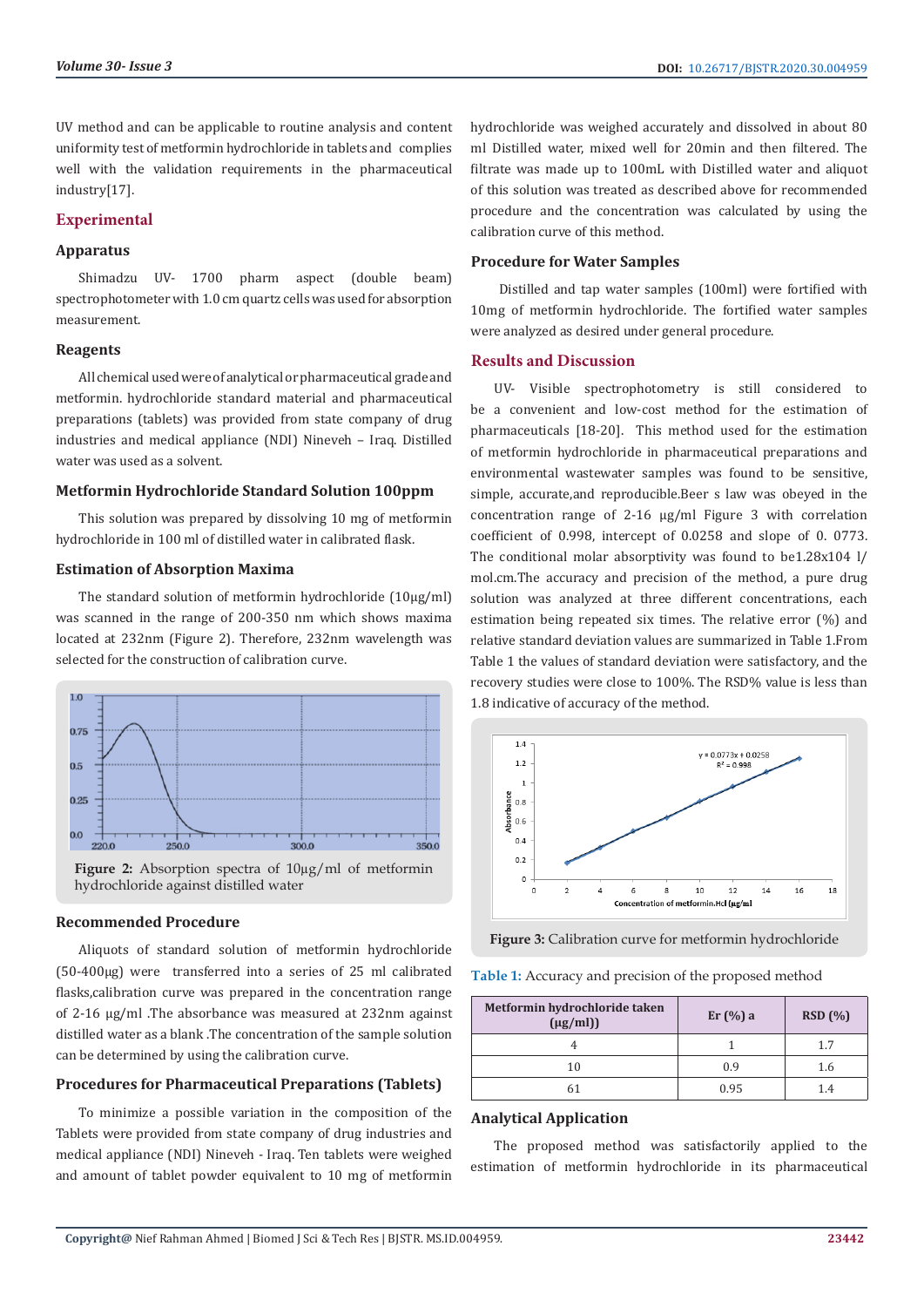UV method and can be applicable to routine analysis and content uniformity test of metformin hydrochloride in tablets and complies well with the validation requirements in the pharmaceutical industry[17].

## Experimental

### Apparatus

Shimadzu UV- 1700 pharm aspect (double beam) spectrophotometer with 1.0 cm quartz cells was used for absorption measurement.

### Reagents

All chemical used were of analytical or pharmaceutical grade and metformin. hydrochloride standard material and pharmaceutical preparations (tablets) was provided from state company of drug industries and medical appliance (NDI) Nineveh – Iraq. Distilled water was used as a solvent.

### Metformin Hydrochloride Standard Solution 100ppm

This solution was prepared by dissolving 10 mg of metformin hydrochloride in 100 ml of distilled water in calibrated flask.

### Estimation of Absorption Maxima

The standard solution of metformin hydrochloride (10μg/ml) was scanned in the range of 200-350 nm which shows maxima located at 232nm (Figure 2). Therefore, 232nm wavelength was selected for the construction of calibration curve.

**Figure 2:** Absorption spectra of 10μg/ml of metformin hydrochloride against distilled water

### Recommended Procedure

Aliquots of standard solution of metformin hydrochloride (50-400μg) were transferred into a series of 25 ml calibrated flasks,calibration curve was prepared in the concentration range of 2-16 μg/ml .The absorbance was measured at 232nm against distilled water as a blank .The concentration of the sample solution can be determined by using the calibration curve.

### Procedures for Pharmaceutical Preparations (Tablets)

To minimize a possible variation in the composition of the Tablets were provided from state company of drug industries and medical appliance (NDI) Nineveh - Iraq. Ten tablets were weighed and amount of tablet powder equivalent to 10 mg of metformin hydrochloride was weighed accurately and dissolved in about 80 ml Distilled water, mixed well for 20min and then filtered. The filtrate was made up to 100mL with Distilled water and aliquot of this solution was treated as described above for recommended procedure and the concentration was calculated by using the calibration curve of this method.

### Procedure for Water Samples

Distilled and tap water samples (100ml) were fortified with 10mg of metformin hydrochloride. The fortified water samples were analyzed as desired under general procedure.

## Results and Discussion

UV- Visible spectrophotometry is still considered to be a convenient and low-cost method for the estimation of pharmaceuticals [18-20]. This method used for the estimation of metformin hydrochloride in pharmaceutical preparations and environmental wastewater samples was found to be sensitive, simple, accurate,and reproducible.Beer s law was obeyed in the concentration range of 2-16 μg/ml Figure 3 with correlation coefficient of 0.998, intercept of 0.0258 and slope of 0. 0773. The conditional molar absorptivity was found to be1.28x104 l/mol.cm.The accuracy and precision of the method, a pure drug solution was analyzed at three different concentrations, each estimation being repeated six times. The relative error (%) and relative standard deviation values are summarized in Table 1.From Table 1 the values of standard deviation were satisfactory, and the recovery studies were close to 100%. The RSD% value is less than 1.8 indicative of accuracy of the method.

**Figure 3:** Calibration curve for metformin hydrochloride

**Table 1:** Accuracy and precision of the proposed method

| Metformin hydrochloride taken (μg/ml)) | Er (%) a | RSD (%) |
|---|---|---|
| 4 | 1 | 1.7 |
| 10 | 0.9 | 1.6 |
| 61 | 0.95 | 1.4 |

### Analytical Application

The proposed method was satisfactorily applied to the estimation of metformin hydrochloride in its pharmaceutical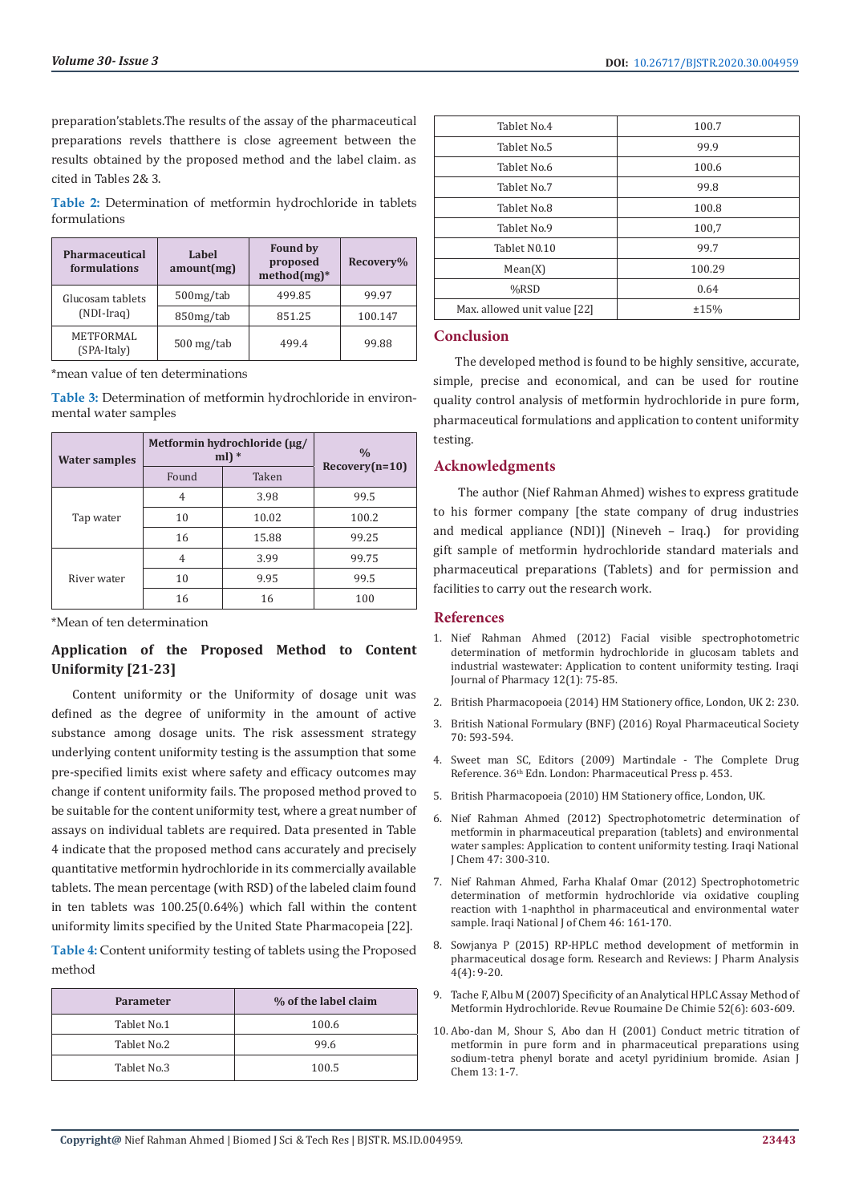preparation'stablets.The results of the assay of the pharmaceutical preparations revels thatthere is close agreement between the results obtained by the proposed method and the label claim. as cited in Tables 2& 3.

**Table 2:** Determination of metformin hydrochloride in tablets formulations

| Pharmaceutical formulations | Label amount(mg) | Found by proposed method(mg)* | Recovery% |
|---|---|---|---|
| Glucosam tablets (NDI-Iraq) | 500mg/tab | 499.85 | 99.97 |
| | 850mg/tab | 851.25 | 100.147 |
| METFORMAL (SPA-Italy) | 500 mg/tab | 499.4 | 99.88 |

*mean value of ten determinations

**Table 3:** Determination of metformin hydrochloride in environmental water samples

| Water samples | Metformin hydrochloride (µg/ml) * | | % Recovery(n=10) |
|---|---|---|---|
| | Found | Taken | |
| Tap water | 4 | 3.98 | 99.5 |
| | 10 | 10.02 | 100.2 |
| | 16 | 15.88 | 99.25 |
| River water | 4 | 3.99 | 99.75 |
| | 10 | 9.95 | 99.5 |
| | 16 | 16 | 100 |

*Mean of ten determination

## Application of the Proposed Method to Content Uniformity [21-23]

Content uniformity or the Uniformity of dosage unit was defined as the degree of uniformity in the amount of active substance among dosage units. The risk assessment strategy underlying content uniformity testing is the assumption that some pre-specified limits exist where safety and efficacy outcomes may change if content uniformity fails. The proposed method proved to be suitable for the content uniformity test, where a great number of assays on individual tablets are required. Data presented in Table 4 indicate that the proposed method cans accurately and precisely quantitative metformin hydrochloride in its commercially available tablets. The mean percentage (with RSD) of the labeled claim found in ten tablets was 100.25(0.64%) which fall within the content uniformity limits specified by the United State Pharmacopeia [22].

**Table 4:** Content uniformity testing of tablets using the Proposed method

| Parameter | % of the label claim |
|---|---|
| Tablet No.1 | 100.6 |
| Tablet No.2 | 99.6 |
| Tablet No.3 | 100.5 |
| Tablet No.4 | 100.7 |
| Tablet No.5 | 99.9 |
| Tablet No.6 | 100.6 |
| Tablet No.7 | 99.8 |
| Tablet No.8 | 100.8 |
| Tablet No.9 | 100,7 |
| Tablet N0.10 | 99.7 |
| Mean(X) | 100.29 |
| %RSD | 0.64 |
| Max. allowed unit value [22] | ±15% |

## Conclusion

The developed method is found to be highly sensitive, accurate, simple, precise and economical, and can be used for routine quality control analysis of metformin hydrochloride in pure form, pharmaceutical formulations and application to content uniformity testing.

## Acknowledgments

The author (Nief Rahman Ahmed) wishes to express gratitude to his former company [the state company of drug industries and medical appliance (NDI)] (Nineveh – Iraq.) for providing gift sample of metformin hydrochloride standard materials and pharmaceutical preparations (Tablets) and for permission and facilities to carry out the research work.

## References

1. Nief Rahman Ahmed (2012) Facial visible spectrophotometric determination of metformin hydrochloride in glucosam tablets and industrial wastewater: Application to content uniformity testing. Iraqi Journal of Pharmacy 12(1): 75-85.
2. British Pharmacopoeia (2014) HM Stationery office, London, UK 2: 230.
3. British National Formulary (BNF) (2016) Royal Pharmaceutical Society 70: 593-594.
4. Sweet man SC, Editors (2009) Martindale - The Complete Drug Reference. 36th Edn. London: Pharmaceutical Press p. 453.
5. British Pharmacopoeia (2010) HM Stationery office, London, UK.
6. Nief Rahman Ahmed (2012) Spectrophotometric determination of metformin in pharmaceutical preparation (tablets) and environmental water samples: Application to content uniformity testing. Iraqi National J Chem 47: 300-310.
7. Nief Rahman Ahmed, Farha Khalaf Omar (2012) Spectrophotometric determination of metformin hydrochloride via oxidative coupling reaction with 1-naphthol in pharmaceutical and environmental water sample. Iraqi National J of Chem 46: 161-170.
8. Sowjanya P (2015) RP-HPLC method development of metformin in pharmaceutical dosage form. Research and Reviews: J Pharm Analysis 4(4): 9-20.
9. Tache F, Albu M (2007) Specificity of an Analytical HPLC Assay Method of Metformin Hydrochloride. Revue Roumaine De Chimie 52(6): 603-609.
10. Abo-dan M, Shour S, Abo dan H (2001) Conduct metric titration of metformin in pure form and in pharmaceutical preparations using sodium-tetra phenyl borate and acetyl pyridinium bromide. Asian J Chem 13: 1-7.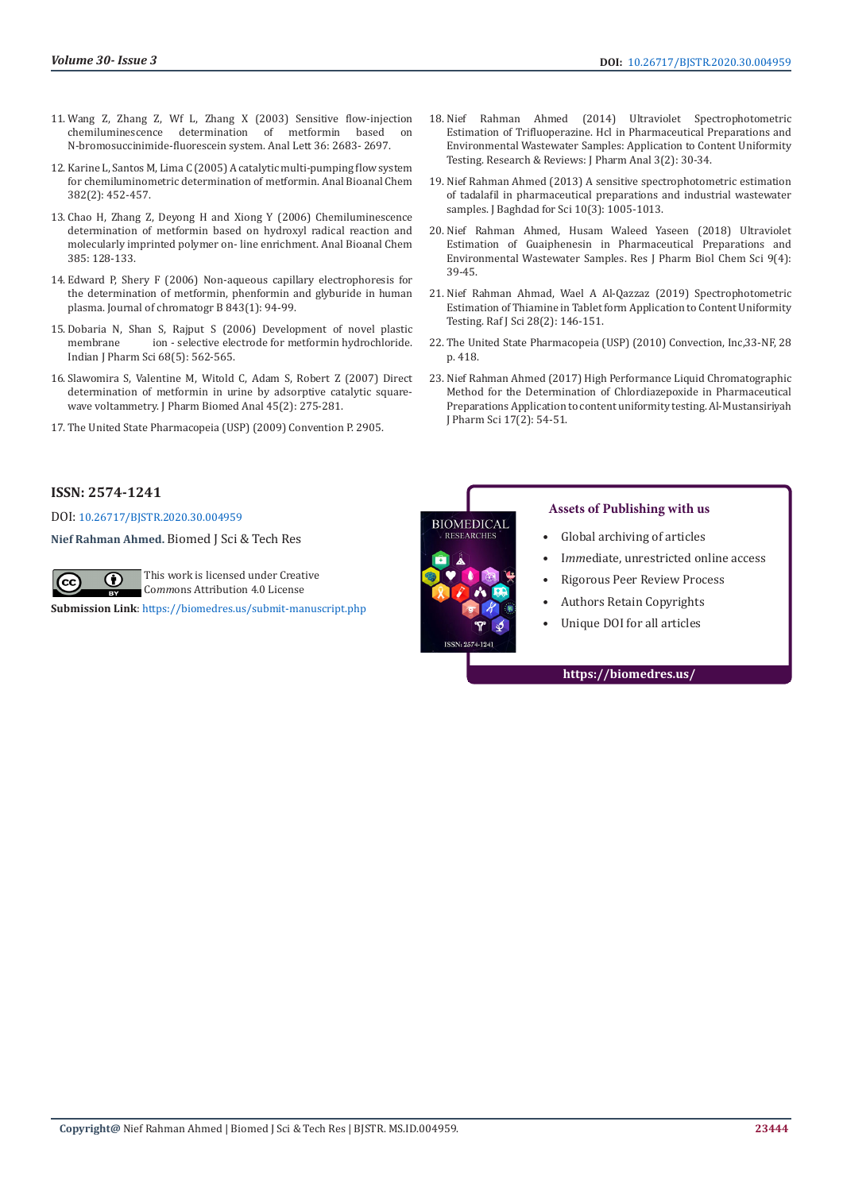11. Wang Z, Zhang Z, Wf L, Zhang X (2003) Sensitive flow-injection chemiluminescence determination of metformin based on N-bromosuccinimide-fluorescein system. Anal Lett 36: 2683- 2697.

12. Karine L, Santos M, Lima C (2005) A catalytic multi-pumping flow system for chemiluminometric determination of metformin. Anal Bioanal Chem 382(2): 452-457.

13. Chao H, Zhang Z, Deyong H and Xiong Y (2006) Chemiluminescence determination of metformin based on hydroxyl radical reaction and molecularly imprinted polymer on- line enrichment. Anal Bioanal Chem 385: 128-133.

14. Edward P, Shery F (2006) Non-aqueous capillary electrophoresis for the determination of metformin, phenformin and glyburide in human plasma. Journal of chromatogr B 843(1): 94-99.

15. Dobaria N, Shan S, Rajput S (2006) Development of novel plastic membrane ion - selective electrode for metformin hydrochloride. Indian J Pharm Sci 68(5): 562-565.

16. Slawomira S, Valentine M, Witold C, Adam S, Robert Z (2007) Direct determination of metformin in urine by adsorptive catalytic square-wave voltammetry. J Pharm Biomed Anal 45(2): 275-281.

17. The United State Pharmacopeia (USP) (2009) Convention P. 2905.

18. Nief Rahman Ahmed (2014) Ultraviolet Spectrophotometric Estimation of Trifluoperazine. Hcl in Pharmaceutical Preparations and Environmental Wastewater Samples: Application to Content Uniformity Testing. Research & Reviews: J Pharm Anal 3(2): 30-34.

19. Nief Rahman Ahmed (2013) A sensitive spectrophotometric estimation of tadalafil in pharmaceutical preparations and industrial wastewater samples. J Baghdad for Sci 10(3): 1005-1013.

20. Nief Rahman Ahmed, Husam Waleed Yaseen (2018) Ultraviolet Estimation of Guaiphenesin in Pharmaceutical Preparations and Environmental Wastewater Samples. Res J Pharm Biol Chem Sci 9(4): 39-45.

21. Nief Rahman Ahmad, Wael A Al-Qazzaz (2019) Spectrophotometric Estimation of Thiamine in Tablet form Application to Content Uniformity Testing. Raf J Sci 28(2): 146-151.

22. The United State Pharmacopeia (USP) (2010) Convection, Inc,33-NF, 28 p. 418.

23. Nief Rahman Ahmed (2017) High Performance Liquid Chromatographic Method for the Determination of Chlordiazepoxide in Pharmaceutical Preparations Application to content uniformity testing. Al-Mustansiriyah J Pharm Sci 17(2): 54-51.

**ISSN: 2574-1241**

DOI: 10.26717/BJSTR.2020.30.004959

**Nief Rahman Ahmed.** Biomed J Sci & Tech Res

This work is licensed under Creative Commons Attribution 4.0 License

**Submission Link**: https://biomedres.us/submit-manuscript.php

**Assets of Publishing with us**

- Global archiving of articles
- Immediate, unrestricted online access
- Rigorous Peer Review Process
- Authors Retain Copyrights
- Unique DOI for all articles

**https://biomedres.us/**